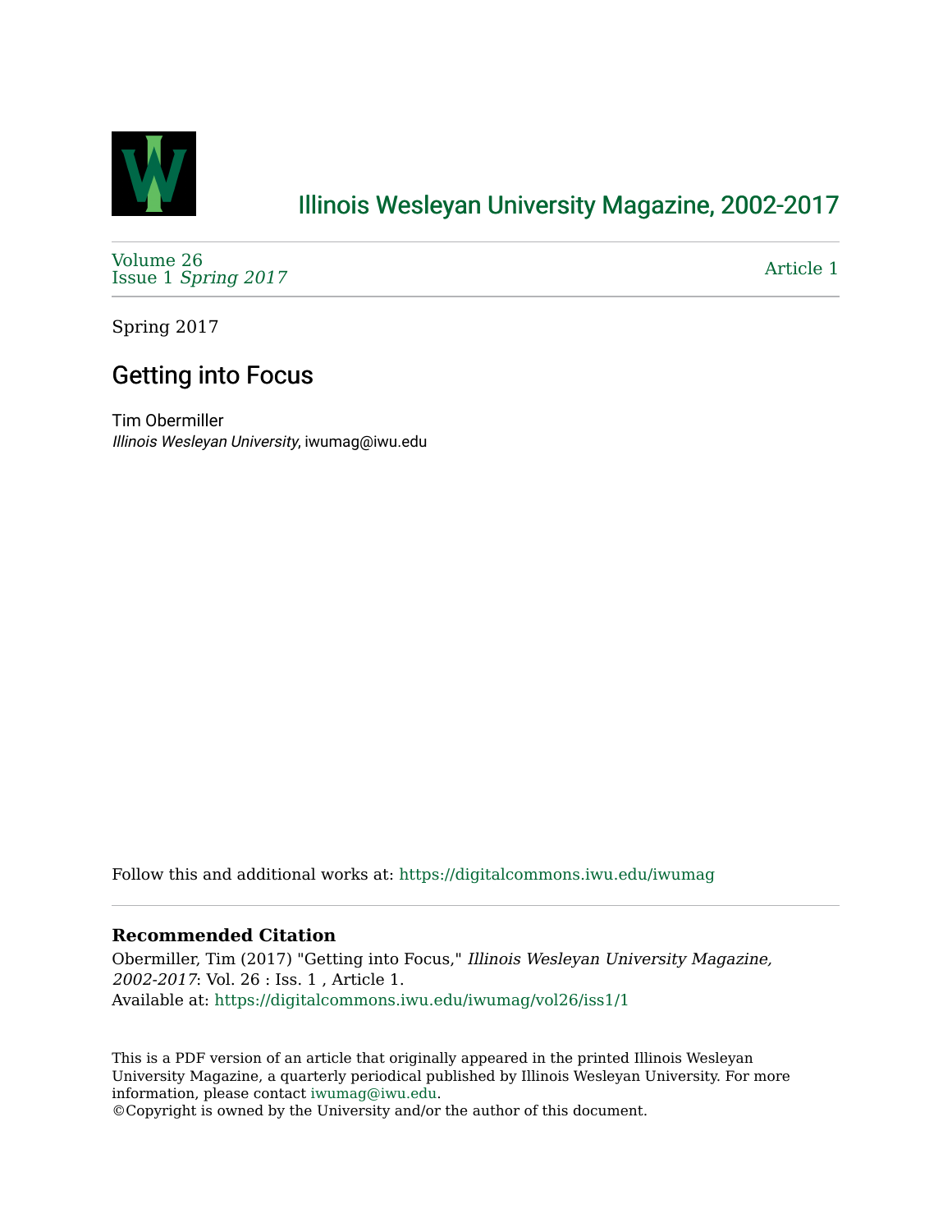# Illinois Wesleyan University Magazine, 2002-2017

Volume 26
Issue 1 *Spring 2017*

Article 1

Spring 2017

## Getting into Focus

Tim Obermiller
*Illinois Wesleyan University*, iwumag@iwu.edu

Follow this and additional works at: https://digitalcommons.iwu.edu/iwumag

### Recommended Citation

Obermiller, Tim (2017) "Getting into Focus," *Illinois Wesleyan University Magazine, 2002-2017*: Vol. 26 : Iss. 1 , Article 1.
Available at: https://digitalcommons.iwu.edu/iwumag/vol26/iss1/1

This is a PDF version of an article that originally appeared in the printed Illinois Wesleyan University Magazine, a quarterly periodical published by Illinois Wesleyan University. For more information, please contact iwumag@iwu.edu.
©Copyright is owned by the University and/or the author of this document.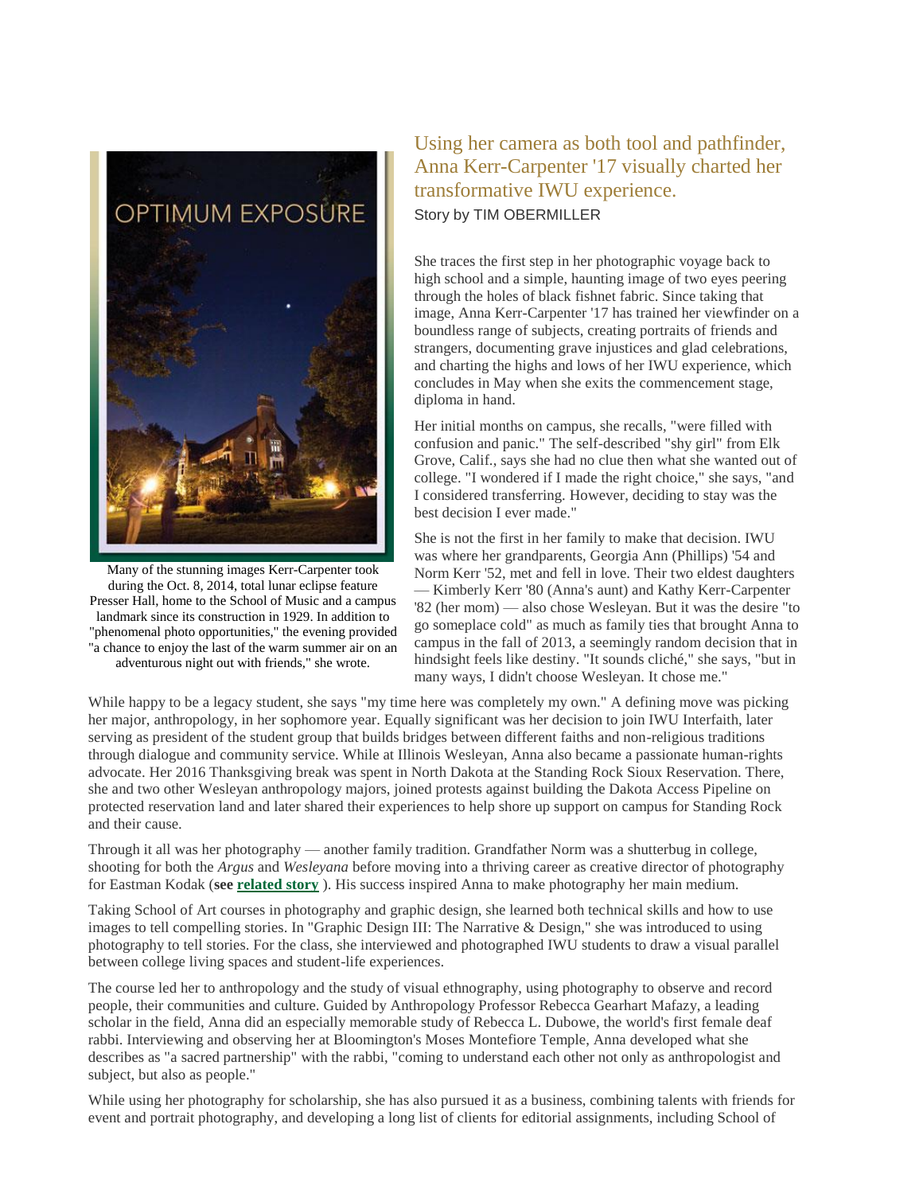OPTIMUM EXPOSURE

Many of the stunning images Kerr-Carpenter took during the Oct. 8, 2014, total lunar eclipse feature Presser Hall, home to the School of Music and a campus landmark since its construction in 1929. In addition to "phenomenal photo opportunities," the evening provided "a chance to enjoy the last of the warm summer air on an adventurous night out with friends," she wrote.

## Using her camera as both tool and pathfinder, Anna Kerr-Carpenter '17 visually charted her transformative IWU experience.

Story by TIM OBERMILLER

She traces the first step in her photographic voyage back to high school and a simple, haunting image of two eyes peering through the holes of black fishnet fabric. Since taking that image, Anna Kerr-Carpenter '17 has trained her viewfinder on a boundless range of subjects, creating portraits of friends and strangers, documenting grave injustices and glad celebrations, and charting the highs and lows of her IWU experience, which concludes in May when she exits the commencement stage, diploma in hand.

Her initial months on campus, she recalls, "were filled with confusion and panic." The self-described "shy girl" from Elk Grove, Calif., says she had no clue then what she wanted out of college. "I wondered if I made the right choice," she says, "and I considered transferring. However, deciding to stay was the best decision I ever made."

She is not the first in her family to make that decision. IWU was where her grandparents, Georgia Ann (Phillips) '54 and Norm Kerr '52, met and fell in love. Their two eldest daughters — Kimberly Kerr '80 (Anna's aunt) and Kathy Kerr-Carpenter '82 (her mom) — also chose Wesleyan. But it was the desire "to go someplace cold" as much as family ties that brought Anna to campus in the fall of 2013, a seemingly random decision that in hindsight feels like destiny. "It sounds cliché," she says, "but in many ways, I didn't choose Wesleyan. It chose me."

While happy to be a legacy student, she says "my time here was completely my own." A defining move was picking her major, anthropology, in her sophomore year. Equally significant was her decision to join IWU Interfaith, later serving as president of the student group that builds bridges between different faiths and non-religious traditions through dialogue and community service. While at Illinois Wesleyan, Anna also became a passionate human-rights advocate. Her 2016 Thanksgiving break was spent in North Dakota at the Standing Rock Sioux Reservation. There, she and two other Wesleyan anthropology majors, joined protests against building the Dakota Access Pipeline on protected reservation land and later shared their experiences to help shore up support on campus for Standing Rock and their cause.

Through it all was her photography — another family tradition. Grandfather Norm was a shutterbug in college, shooting for both the *Argus* and *Wesleyana* before moving into a thriving career as creative director of photography for Eastman Kodak (**see related story** ). His success inspired Anna to make photography her main medium.

Taking School of Art courses in photography and graphic design, she learned both technical skills and how to use images to tell compelling stories. In "Graphic Design III: The Narrative & Design," she was introduced to using photography to tell stories. For the class, she interviewed and photographed IWU students to draw a visual parallel between college living spaces and student-life experiences.

The course led her to anthropology and the study of visual ethnography, using photography to observe and record people, their communities and culture. Guided by Anthropology Professor Rebecca Gearhart Mafazy, a leading scholar in the field, Anna did an especially memorable study of Rebecca L. Dubowe, the world's first female deaf rabbi. Interviewing and observing her at Bloomington's Moses Montefiore Temple, Anna developed what she describes as "a sacred partnership" with the rabbi, "coming to understand each other not only as anthropologist and subject, but also as people."

While using her photography for scholarship, she has also pursued it as a business, combining talents with friends for event and portrait photography, and developing a long list of clients for editorial assignments, including School of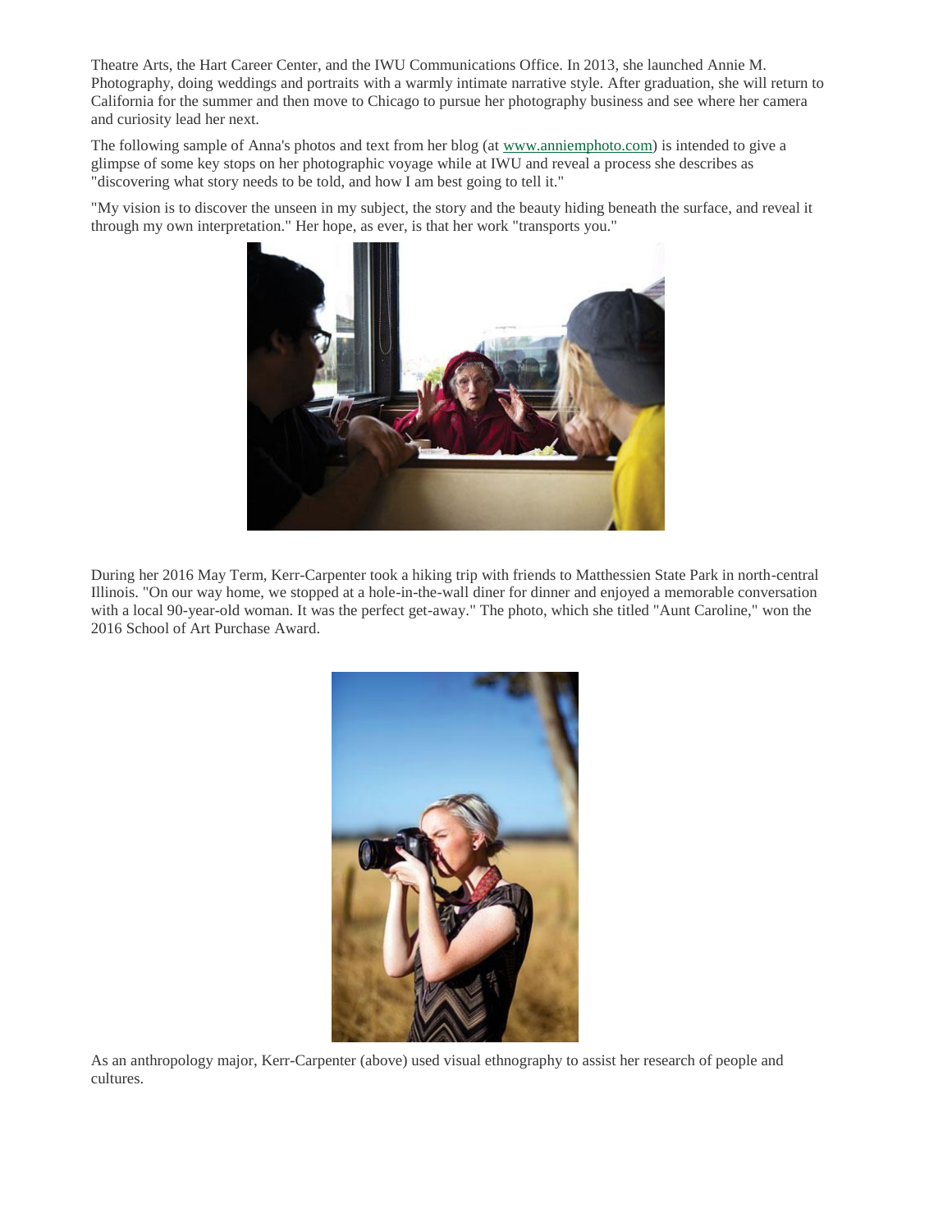Theatre Arts, the Hart Career Center, and the IWU Communications Office. In 2013, she launched Annie M. Photography, doing weddings and portraits with a warmly intimate narrative style. After graduation, she will return to California for the summer and then move to Chicago to pursue her photography business and see where her camera and curiosity lead her next.

The following sample of Anna's photos and text from her blog (at [www.anniemphoto.com](www.anniemphoto.com)) is intended to give a glimpse of some key stops on her photographic voyage while at IWU and reveal a process she describes as "discovering what story needs to be told, and how I am best going to tell it."

"My vision is to discover the unseen in my subject, the story and the beauty hiding beneath the surface, and reveal it through my own interpretation." Her hope, as ever, is that her work "transports you."

During her 2016 May Term, Kerr-Carpenter took a hiking trip with friends to Matthessien State Park in north-central Illinois. "On our way home, we stopped at a hole-in-the-wall diner for dinner and enjoyed a memorable conversation with a local 90-year-old woman. It was the perfect get-away." The photo, which she titled "Aunt Caroline," won the 2016 School of Art Purchase Award.

As an anthropology major, Kerr-Carpenter (above) used visual ethnography to assist her research of people and cultures.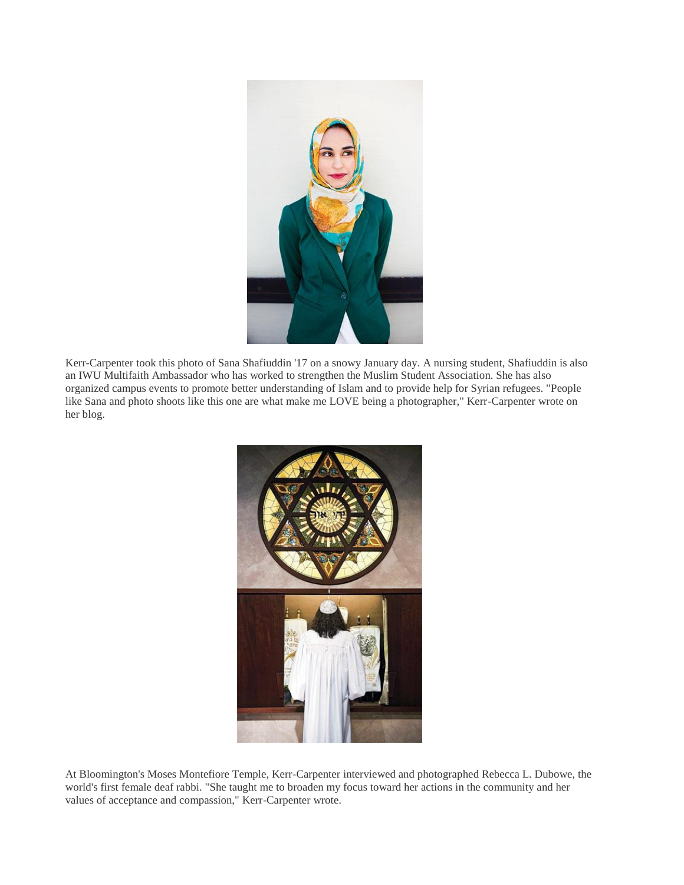Kerr-Carpenter took this photo of Sana Shafiuddin '17 on a snowy January day. A nursing student, Shafiuddin is also an IWU Multifaith Ambassador who has worked to strengthen the Muslim Student Association. She has also organized campus events to promote better understanding of Islam and to provide help for Syrian refugees. "People like Sana and photo shoots like this one are what make me LOVE being a photographer," Kerr-Carpenter wrote on her blog.

At Bloomington's Moses Montefiore Temple, Kerr-Carpenter interviewed and photographed Rebecca L. Dubowe, the world's first female deaf rabbi. "She taught me to broaden my focus toward her actions in the community and her values of acceptance and compassion," Kerr-Carpenter wrote.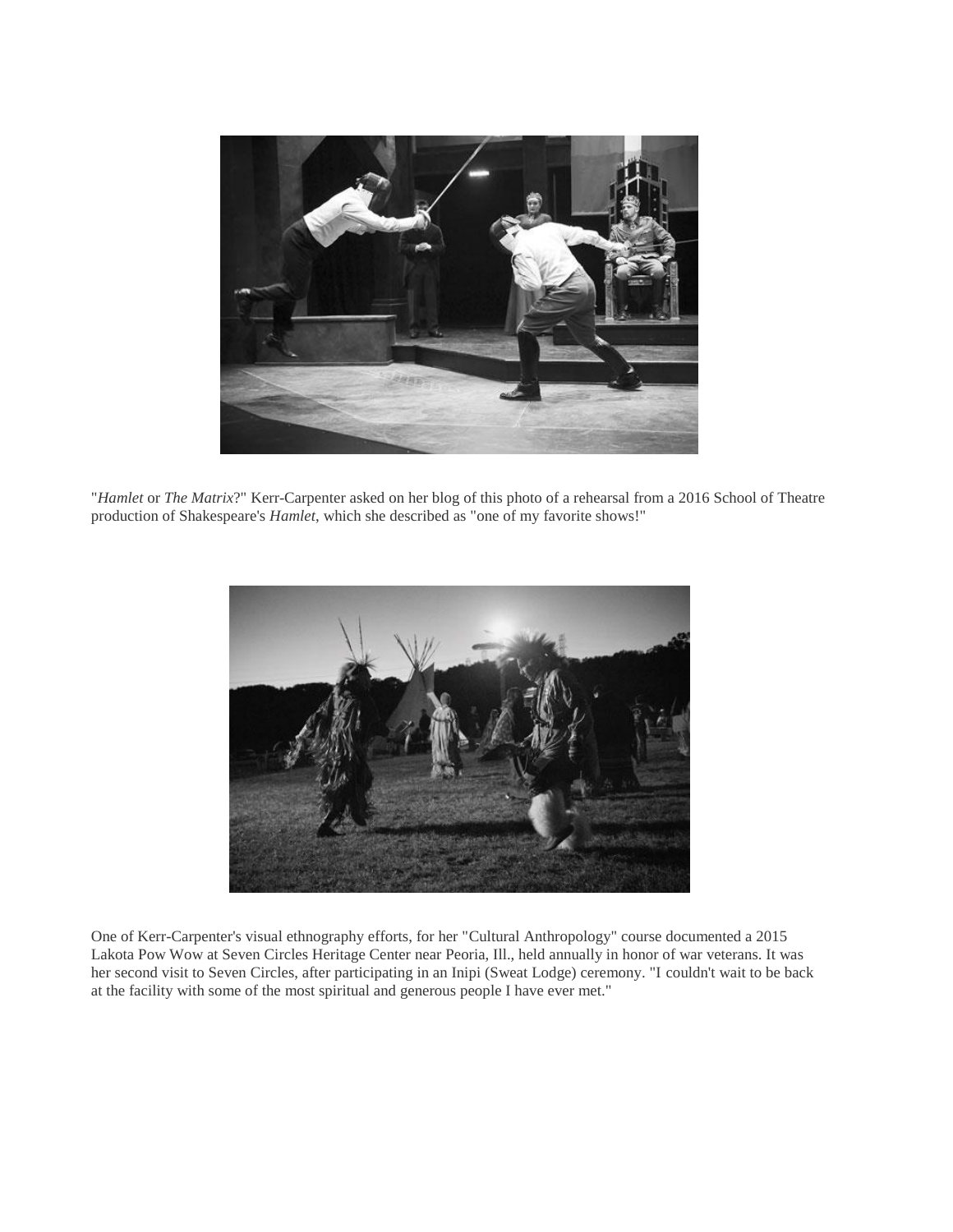"*Hamlet* or *The Matrix*?" Kerr-Carpenter asked on her blog of this photo of a rehearsal from a 2016 School of Theatre production of Shakespeare's *Hamlet*, which she described as "one of my favorite shows!"

One of Kerr-Carpenter's visual ethnography efforts, for her "Cultural Anthropology" course documented a 2015 Lakota Pow Wow at Seven Circles Heritage Center near Peoria, Ill., held annually in honor of war veterans. It was her second visit to Seven Circles, after participating in an Inipi (Sweat Lodge) ceremony. "I couldn't wait to be back at the facility with some of the most spiritual and generous people I have ever met."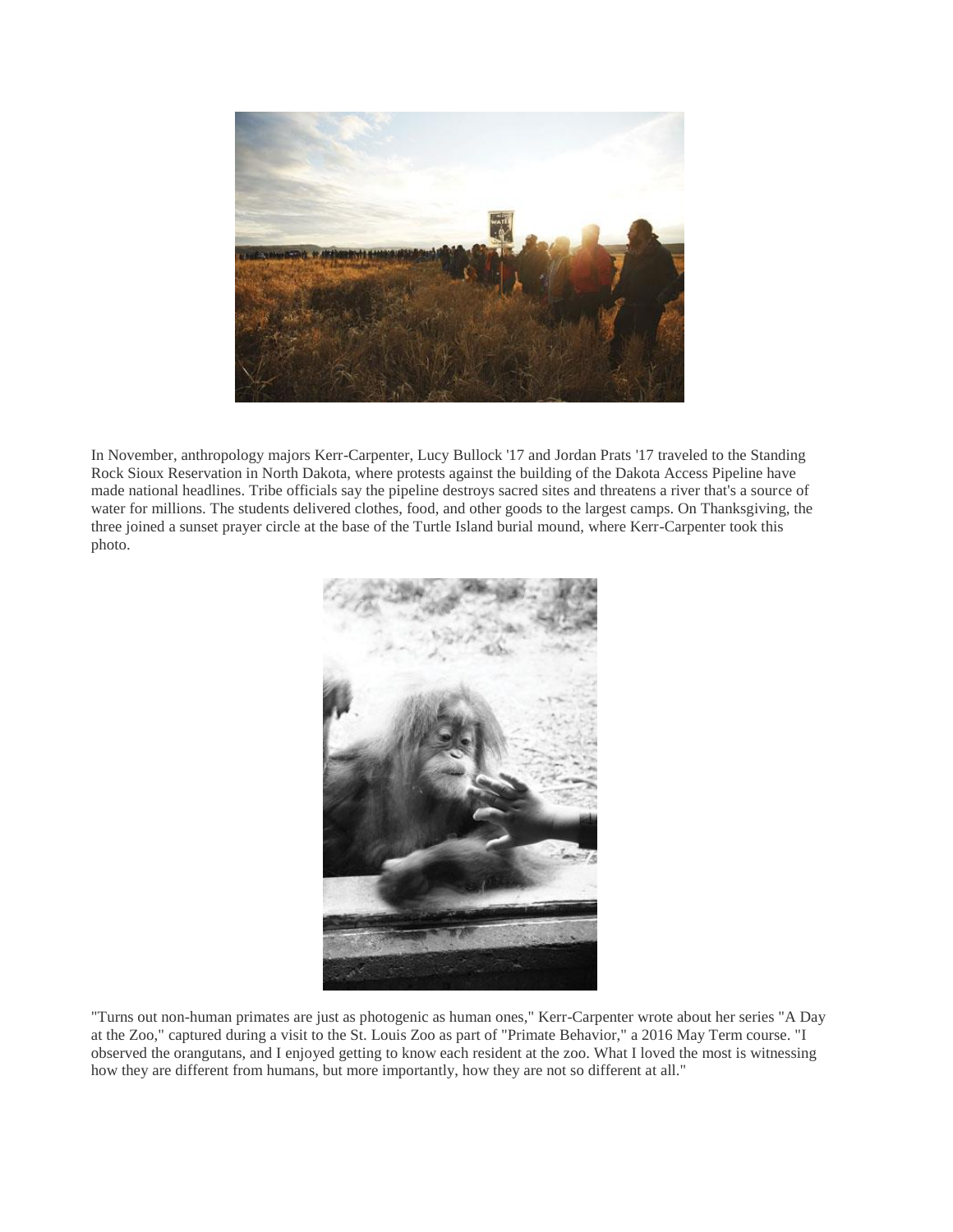In November, anthropology majors Kerr-Carpenter, Lucy Bullock '17 and Jordan Prats '17 traveled to the Standing Rock Sioux Reservation in North Dakota, where protests against the building of the Dakota Access Pipeline have made national headlines. Tribe officials say the pipeline destroys sacred sites and threatens a river that's a source of water for millions. The students delivered clothes, food, and other goods to the largest camps. On Thanksgiving, the three joined a sunset prayer circle at the base of the Turtle Island burial mound, where Kerr-Carpenter took this photo.

"Turns out non-human primates are just as photogenic as human ones," Kerr-Carpenter wrote about her series "A Day at the Zoo," captured during a visit to the St. Louis Zoo as part of "Primate Behavior," a 2016 May Term course. "I observed the orangutans, and I enjoyed getting to know each resident at the zoo. What I loved the most is witnessing how they are different from humans, but more importantly, how they are not so different at all."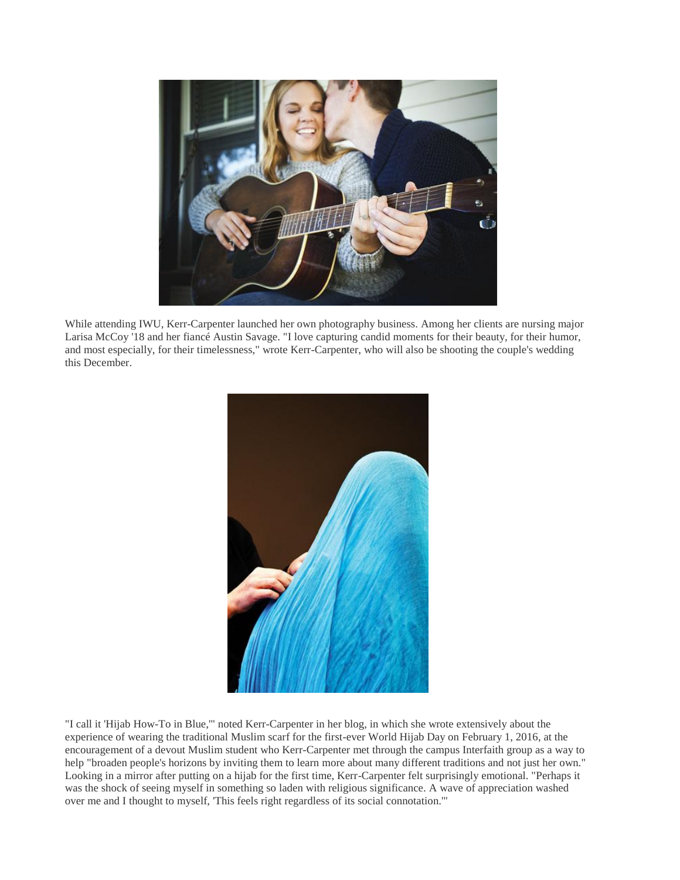While attending IWU, Kerr-Carpenter launched her own photography business. Among her clients are nursing major Larisa McCoy '18 and her fiancé Austin Savage. "I love capturing candid moments for their beauty, for their humor, and most especially, for their timelessness," wrote Kerr-Carpenter, who will also be shooting the couple's wedding this December.

"I call it 'Hijab How-To in Blue,'" noted Kerr-Carpenter in her blog, in which she wrote extensively about the experience of wearing the traditional Muslim scarf for the first-ever World Hijab Day on February 1, 2016, at the encouragement of a devout Muslim student who Kerr-Carpenter met through the campus Interfaith group as a way to help "broaden people's horizons by inviting them to learn more about many different traditions and not just her own." Looking in a mirror after putting on a hijab for the first time, Kerr-Carpenter felt surprisingly emotional. "Perhaps it was the shock of seeing myself in something so laden with religious significance. A wave of appreciation washed over me and I thought to myself, 'This feels right regardless of its social connotation.'"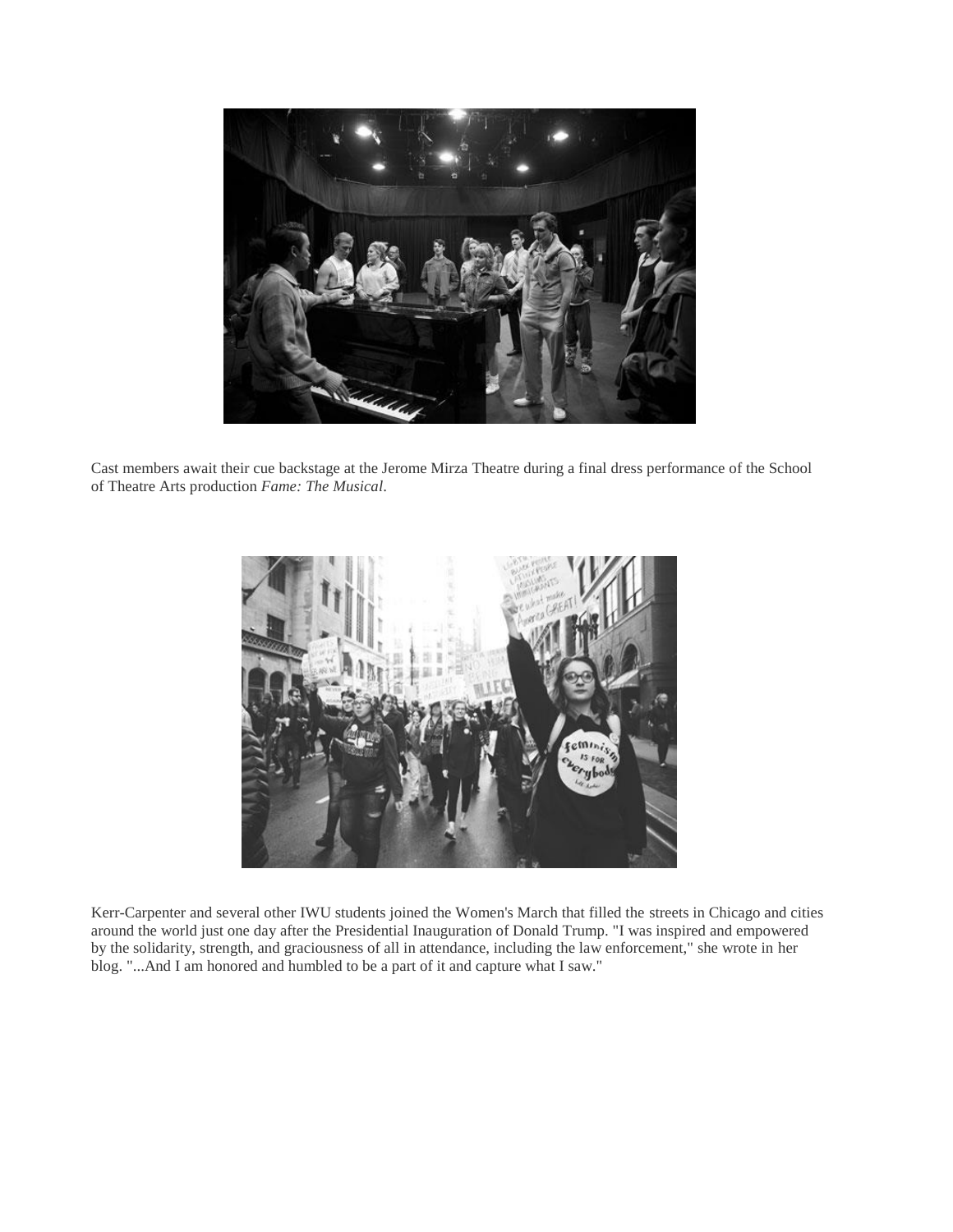Cast members await their cue backstage at the Jerome Mirza Theatre during a final dress performance of the School of Theatre Arts production *Fame: The Musical*.

Kerr-Carpenter and several other IWU students joined the Women's March that filled the streets in Chicago and cities around the world just one day after the Presidential Inauguration of Donald Trump. "I was inspired and empowered by the solidarity, strength, and graciousness of all in attendance, including the law enforcement," she wrote in her blog. "...And I am honored and humbled to be a part of it and capture what I saw."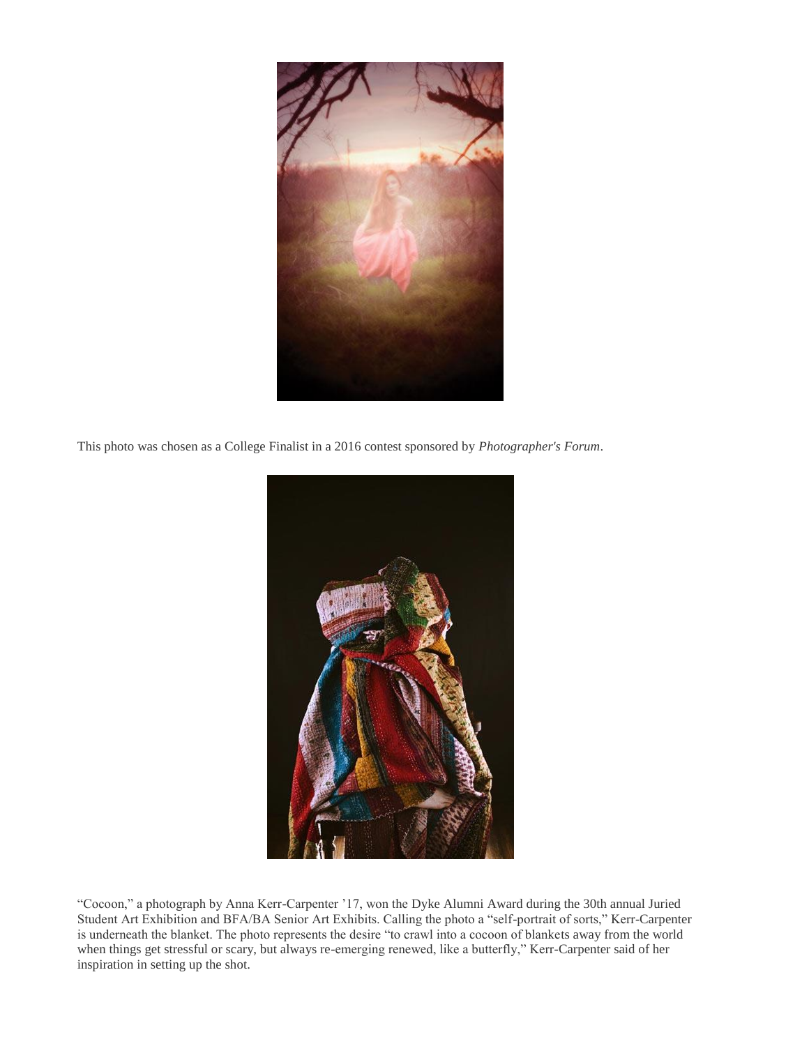This photo was chosen as a College Finalist in a 2016 contest sponsored by *Photographer's Forum*.

“Cocoon,” a photograph by Anna Kerr-Carpenter ’17, won the Dyke Alumni Award during the 30th annual Juried Student Art Exhibition and BFA/BA Senior Art Exhibits. Calling the photo a “self-portrait of sorts,” Kerr-Carpenter is underneath the blanket. The photo represents the desire “to crawl into a cocoon of blankets away from the world when things get stressful or scary, but always re-emerging renewed, like a butterfly,” Kerr-Carpenter said of her inspiration in setting up the shot.